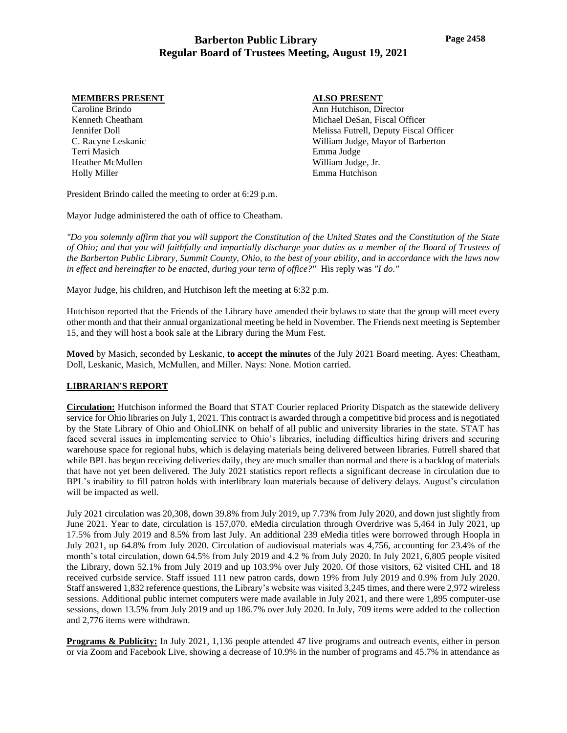# Barberton Public Library
## Regular Board of Trustees Meeting, August 19, 2021

| **MEMBERS PRESENT** | **ALSO PRESENT** |
| --- | --- |
| Caroline Brindo | Ann Hutchison, Director |
| Kenneth Cheatham | Michael DeSan, Fiscal Officer |
| Jennifer Doll | Melissa Futrell, Deputy Fiscal Officer |
| C. Racyne Leskanic | William Judge, Mayor of Barberton |
| Terri Masich | Emma Judge |
| Heather McMullen | William Judge, Jr. |
| Holly Miller | Emma Hutchison |

President Brindo called the meeting to order at 6:29 p.m.

Mayor Judge administered the oath of office to Cheatham.

*"Do you solemnly affirm that you will support the Constitution of the United States and the Constitution of the State of Ohio; and that you will faithfully and impartially discharge your duties as a member of the Board of Trustees of the Barberton Public Library, Summit County, Ohio, to the best of your ability, and in accordance with the laws now in effect and hereinafter to be enacted, during your term of office?"* His reply was *"I do."*

Mayor Judge, his children, and Hutchison left the meeting at 6:32 p.m.

Hutchison reported that the Friends of the Library have amended their bylaws to state that the group will meet every other month and that their annual organizational meeting be held in November. The Friends next meeting is September 15, and they will host a book sale at the Library during the Mum Fest.

**Moved** by Masich, seconded by Leskanic, **to accept the minutes** of the July 2021 Board meeting. Ayes: Cheatham, Doll, Leskanic, Masich, McMullen, and Miller. Nays: None. Motion carried.

### LIBRARIAN'S REPORT

**Circulation:** Hutchison informed the Board that STAT Courier replaced Priority Dispatch as the statewide delivery service for Ohio libraries on July 1, 2021. This contract is awarded through a competitive bid process and is negotiated by the State Library of Ohio and OhioLINK on behalf of all public and university libraries in the state. STAT has faced several issues in implementing service to Ohio's libraries, including difficulties hiring drivers and securing warehouse space for regional hubs, which is delaying materials being delivered between libraries. Futrell shared that while BPL has begun receiving deliveries daily, they are much smaller than normal and there is a backlog of materials that have not yet been delivered. The July 2021 statistics report reflects a significant decrease in circulation due to BPL's inability to fill patron holds with interlibrary loan materials because of delivery delays. August's circulation will be impacted as well.

July 2021 circulation was 20,308, down 39.8% from July 2019, up 7.73% from July 2020, and down just slightly from June 2021. Year to date, circulation is 157,070. eMedia circulation through Overdrive was 5,464 in July 2021, up 17.5% from July 2019 and 8.5% from last July. An additional 239 eMedia titles were borrowed through Hoopla in July 2021, up 64.8% from July 2020. Circulation of audiovisual materials was 4,756, accounting for 23.4% of the month's total circulation, down 64.5% from July 2019 and 4.2 % from July 2020. In July 2021, 6,805 people visited the Library, down 52.1% from July 2019 and up 103.9% over July 2020. Of those visitors, 62 visited CHL and 18 received curbside service. Staff issued 111 new patron cards, down 19% from July 2019 and 0.9% from July 2020. Staff answered 1,832 reference questions, the Library's website was visited 3,245 times, and there were 2,972 wireless sessions. Additional public internet computers were made available in July 2021, and there were 1,895 computer-use sessions, down 13.5% from July 2019 and up 186.7% over July 2020. In July, 709 items were added to the collection and 2,776 items were withdrawn.

**Programs & Publicity:** In July 2021, 1,136 people attended 47 live programs and outreach events, either in person or via Zoom and Facebook Live, showing a decrease of 10.9% in the number of programs and 45.7% in attendance as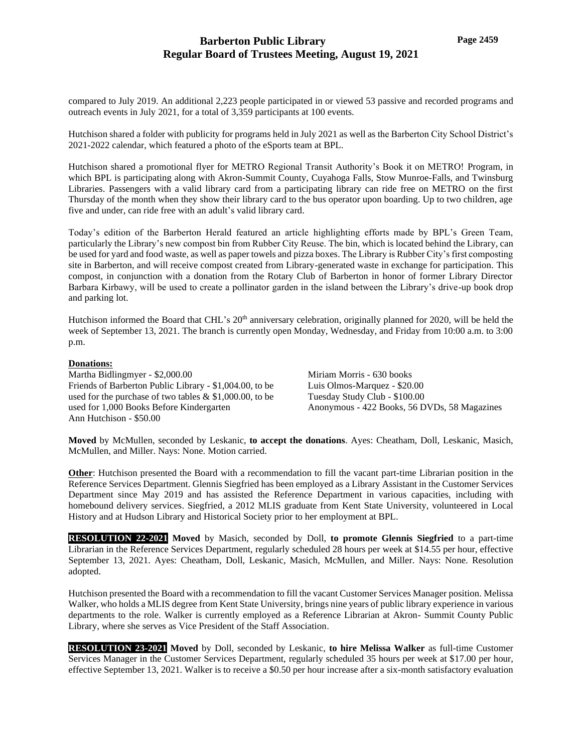compared to July 2019. An additional 2,223 people participated in or viewed 53 passive and recorded programs and outreach events in July 2021, for a total of 3,359 participants at 100 events.

Hutchison shared a folder with publicity for programs held in July 2021 as well as the Barberton City School District's 2021-2022 calendar, which featured a photo of the eSports team at BPL.

Hutchison shared a promotional flyer for METRO Regional Transit Authority's Book it on METRO! Program, in which BPL is participating along with Akron-Summit County, Cuyahoga Falls, Stow Munroe-Falls, and Twinsburg Libraries. Passengers with a valid library card from a participating library can ride free on METRO on the first Thursday of the month when they show their library card to the bus operator upon boarding. Up to two children, age five and under, can ride free with an adult's valid library card.

Today's edition of the Barberton Herald featured an article highlighting efforts made by BPL's Green Team, particularly the Library's new compost bin from Rubber City Reuse. The bin, which is located behind the Library, can be used for yard and food waste, as well as paper towels and pizza boxes. The Library is Rubber City's first composting site in Barberton, and will receive compost created from Library-generated waste in exchange for participation. This compost, in conjunction with a donation from the Rotary Club of Barberton in honor of former Library Director Barbara Kirbawy, will be used to create a pollinator garden in the island between the Library's drive-up book drop and parking lot.

Hutchison informed the Board that CHL's 20th anniversary celebration, originally planned for 2020, will be held the week of September 13, 2021. The branch is currently open Monday, Wednesday, and Friday from 10:00 a.m. to 3:00 p.m.

**Donations:**

Martha Bidlingmyer - $2,000.00
Friends of Barberton Public Library - $1,004.00, to be used for the purchase of two tables & $1,000.00, to be used for 1,000 Books Before Kindergarten
Ann Hutchison - $50.00
Miriam Morris - 630 books
Luis Olmos-Marquez - $20.00
Tuesday Study Club - $100.00
Anonymous - 422 Books, 56 DVDs, 58 Magazines

**Moved** by McMullen, seconded by Leskanic, **to accept the donations**. Ayes: Cheatham, Doll, Leskanic, Masich, McMullen, and Miller. Nays: None. Motion carried.

**Other**: Hutchison presented the Board with a recommendation to fill the vacant part-time Librarian position in the Reference Services Department. Glennis Siegfried has been employed as a Library Assistant in the Customer Services Department since May 2019 and has assisted the Reference Department in various capacities, including with homebound delivery services. Siegfried, a 2012 MLIS graduate from Kent State University, volunteered in Local History and at Hudson Library and Historical Society prior to her employment at BPL.

**RESOLUTION 22-2021** **Moved** by Masich, seconded by Doll, **to promote Glennis Siegfried** to a part-time Librarian in the Reference Services Department, regularly scheduled 28 hours per week at $14.55 per hour, effective September 13, 2021. Ayes: Cheatham, Doll, Leskanic, Masich, McMullen, and Miller. Nays: None. Resolution adopted.

Hutchison presented the Board with a recommendation to fill the vacant Customer Services Manager position. Melissa Walker, who holds a MLIS degree from Kent State University, brings nine years of public library experience in various departments to the role. Walker is currently employed as a Reference Librarian at Akron- Summit County Public Library, where she serves as Vice President of the Staff Association.

**RESOLUTION 23-2021** **Moved** by Doll, seconded by Leskanic, **to hire Melissa Walker** as full-time Customer Services Manager in the Customer Services Department, regularly scheduled 35 hours per week at $17.00 per hour, effective September 13, 2021. Walker is to receive a $0.50 per hour increase after a six-month satisfactory evaluation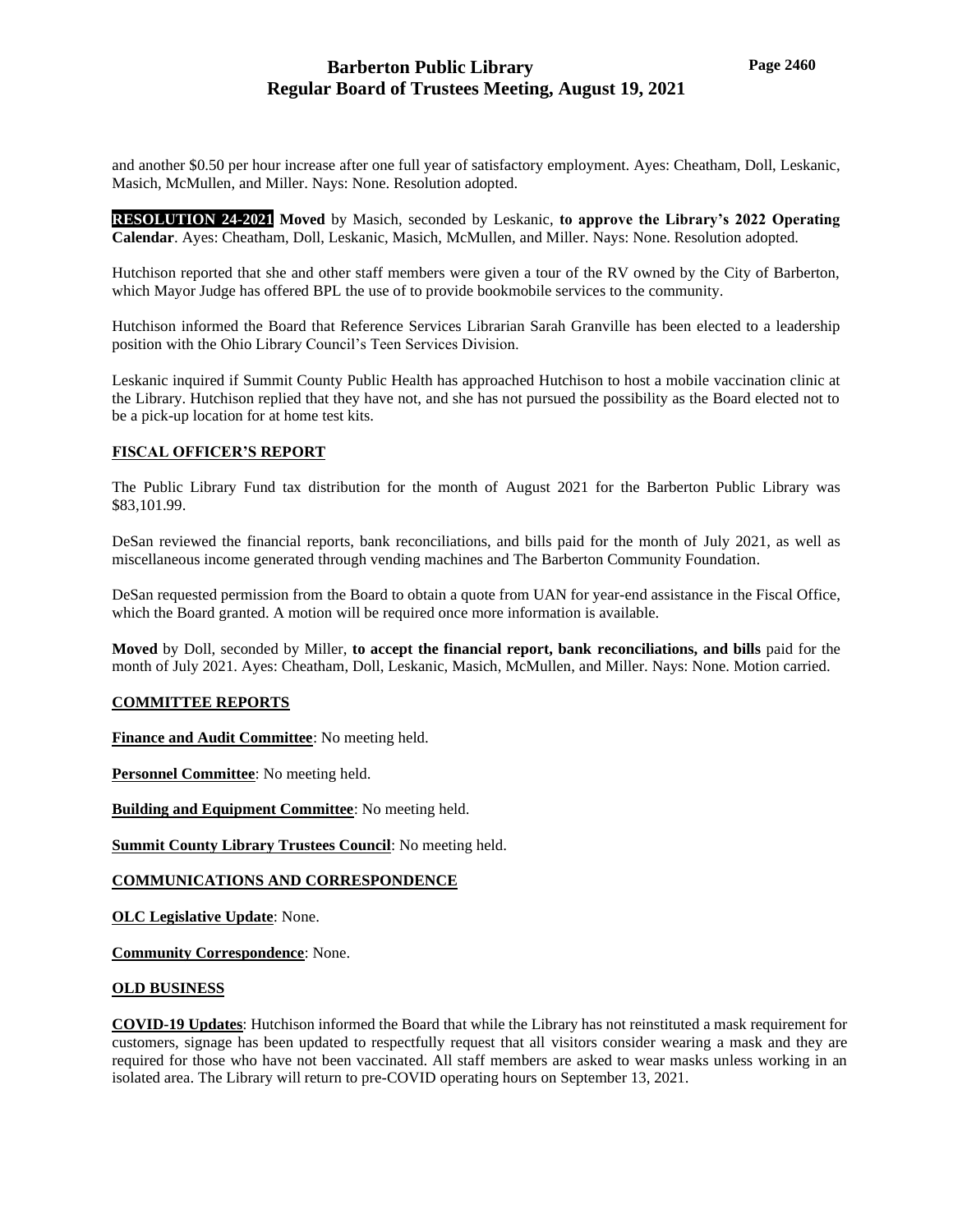and another \$0.50 per hour increase after one full year of satisfactory employment. Ayes: Cheatham, Doll, Leskanic, Masich, McMullen, and Miller. Nays: None. Resolution adopted.

**RESOLUTION 24-2021** **Moved** by Masich, seconded by Leskanic, **to approve the Library's 2022 Operating Calendar**. Ayes: Cheatham, Doll, Leskanic, Masich, McMullen, and Miller. Nays: None. Resolution adopted.

Hutchison reported that she and other staff members were given a tour of the RV owned by the City of Barberton, which Mayor Judge has offered BPL the use of to provide bookmobile services to the community.

Hutchison informed the Board that Reference Services Librarian Sarah Granville has been elected to a leadership position with the Ohio Library Council's Teen Services Division.

Leskanic inquired if Summit County Public Health has approached Hutchison to host a mobile vaccination clinic at the Library. Hutchison replied that they have not, and she has not pursued the possibility as the Board elected not to be a pick-up location for at home test kits.

## FISCAL OFFICER'S REPORT

The Public Library Fund tax distribution for the month of August 2021 for the Barberton Public Library was \$83,101.99.

DeSan reviewed the financial reports, bank reconciliations, and bills paid for the month of July 2021, as well as miscellaneous income generated through vending machines and The Barberton Community Foundation.

DeSan requested permission from the Board to obtain a quote from UAN for year-end assistance in the Fiscal Office, which the Board granted. A motion will be required once more information is available.

**Moved** by Doll, seconded by Miller, **to accept the financial report, bank reconciliations, and bills** paid for the month of July 2021. Ayes: Cheatham, Doll, Leskanic, Masich, McMullen, and Miller. Nays: None. Motion carried.

## COMMITTEE REPORTS

**Finance and Audit Committee**: No meeting held.

**Personnel Committee**: No meeting held.

**Building and Equipment Committee**: No meeting held.

**Summit County Library Trustees Council**: No meeting held.

## COMMUNICATIONS AND CORRESPONDENCE

**OLC Legislative Update**: None.

**Community Correspondence**: None.

## OLD BUSINESS

**COVID-19 Updates**: Hutchison informed the Board that while the Library has not reinstituted a mask requirement for customers, signage has been updated to respectfully request that all visitors consider wearing a mask and they are required for those who have not been vaccinated. All staff members are asked to wear masks unless working in an isolated area. The Library will return to pre-COVID operating hours on September 13, 2021.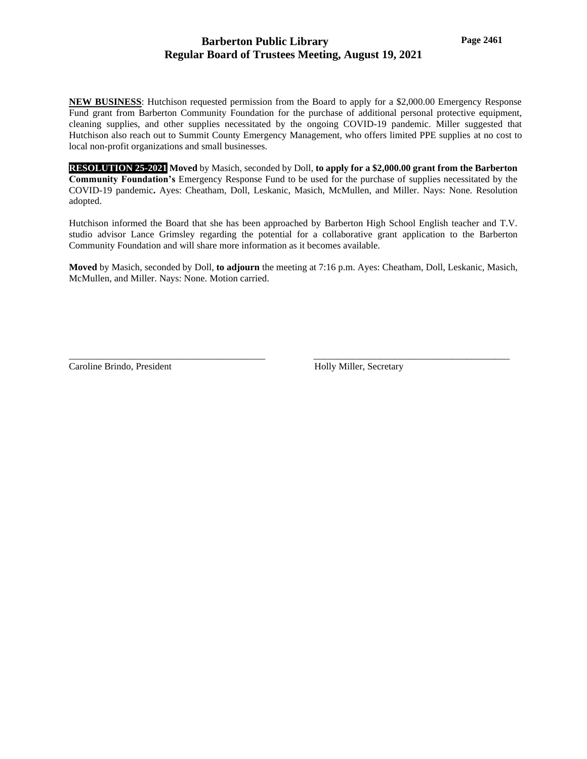**NEW BUSINESS**: Hutchison requested permission from the Board to apply for a $2,000.00 Emergency Response Fund grant from Barberton Community Foundation for the purchase of additional personal protective equipment, cleaning supplies, and other supplies necessitated by the ongoing COVID-19 pandemic. Miller suggested that Hutchison also reach out to Summit County Emergency Management, who offers limited PPE supplies at no cost to local non-profit organizations and small businesses.

**RESOLUTION 25-2021** **Moved** by Masich, seconded by Doll, **to apply for a $2,000.00 grant from the Barberton Community Foundation's** Emergency Response Fund to be used for the purchase of supplies necessitated by the COVID-19 pandemic**.** Ayes: Cheatham, Doll, Leskanic, Masich, McMullen, and Miller. Nays: None. Resolution adopted.

Hutchison informed the Board that she has been approached by Barberton High School English teacher and T.V. studio advisor Lance Grimsley regarding the potential for a collaborative grant application to the Barberton Community Foundation and will share more information as it becomes available.

**Moved** by Masich, seconded by Doll, **to adjourn** the meeting at 7:16 p.m. Ayes: Cheatham, Doll, Leskanic, Masich, McMullen, and Miller. Nays: None. Motion carried.

\_\_\_\_\_\_\_\_\_\_\_\_\_\_\_\_\_\_\_\_\_\_\_\_\_\_\_\_\_\_\_\_\_\_\_\_\_\_\_\_
Caroline Brindo, President

\_\_\_\_\_\_\_\_\_\_\_\_\_\_\_\_\_\_\_\_\_\_\_\_\_\_\_\_\_\_\_\_\_\_\_\_\_\_\_\_
Holly Miller, Secretary